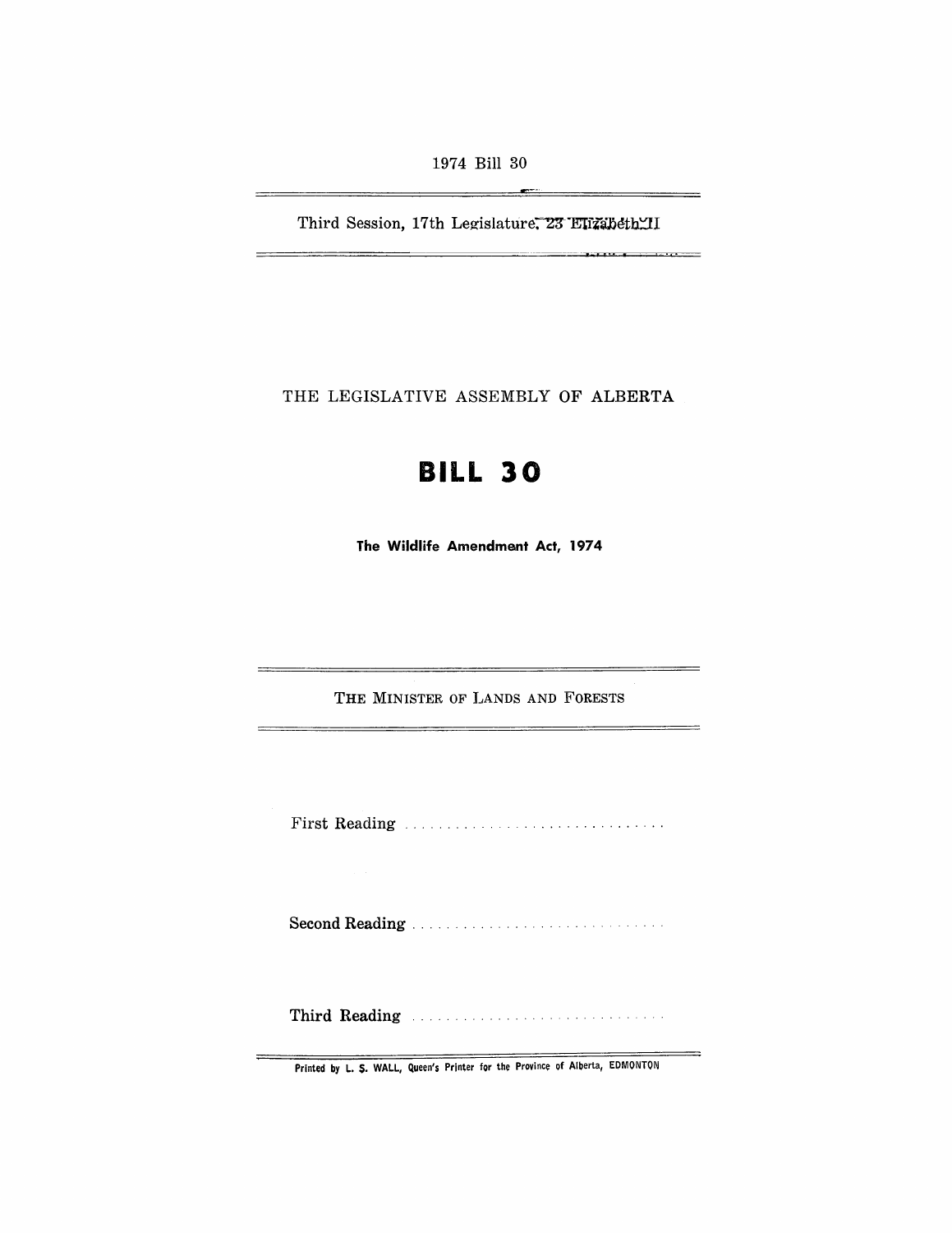1974 Bill 30

Third Session, 17th Legislature, 23 Elizabeth II

THE LEGISLATIVE ASSEMBLY OF ALBERTA

# BILL 30

**The Wildlife Amendment Act, 1974**

THE MINISTER OF LANDS AND FORESTS

First Reading . . . . . . . . . . . . . . . . . . . . . . . . . . . . . .

Second Reading . . . . . . . . . . . . . . . . . . . . . . . . . . . . .

Third Reading . . . . . . . . . . . . . . . . . . . . . . . . . . . . . .

Printed by L. S. WALL, Queen's Printer for the Province of Alberta, EDMONTON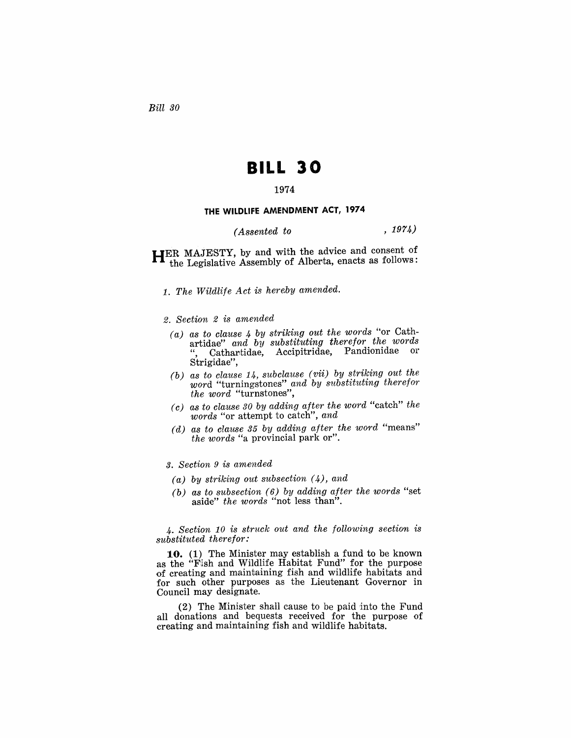Bill 30

# BILL 30

1974

### THE WILDLIFE AMENDMENT ACT, 1974

*(Assented to , 1974)*

HER MAJESTY, by and with the advice and consent of the Legislative Assembly of Alberta, enacts as follows:

*1. The Wildlife Act is hereby amended.*

*2. Section 2 is amended*

*(a) as to clause 4 by striking out the words* "or Cathartidae" *and by substituting therefor the words* ", Cathartidae, Accipitridae, Pandionidae or Strigidae",

*(b) as to clause 14, subclause (vii) by striking out the word* "turningstones" *and by substituting therefor the word* "turnstones",

*(c) as to clause 30 by adding after the word* "catch" *the words* "or attempt to catch", *and*

*(d) as to clause 35 by adding after the word* "means" *the words* "a provincial park or".

*3. Section 9 is amended*

*(a) by striking out subsection (4), and*

*(b) as to subsection (6) by adding after the words* "set aside" *the words* "not less than".

*4. Section 10 is struck out and the following section is substituted therefor:*

**10.** (1) The Minister may establish a fund to be known as the "Fish and Wildlife Habitat Fund" for the purpose of creating and maintaining fish and wildlife habitats and for such other purposes as the Lieutenant Governor in Council may designate.

(2) The Minister shall cause to be paid into the Fund all donations and bequests received for the purpose of creating and maintaining fish and wildlife habitats.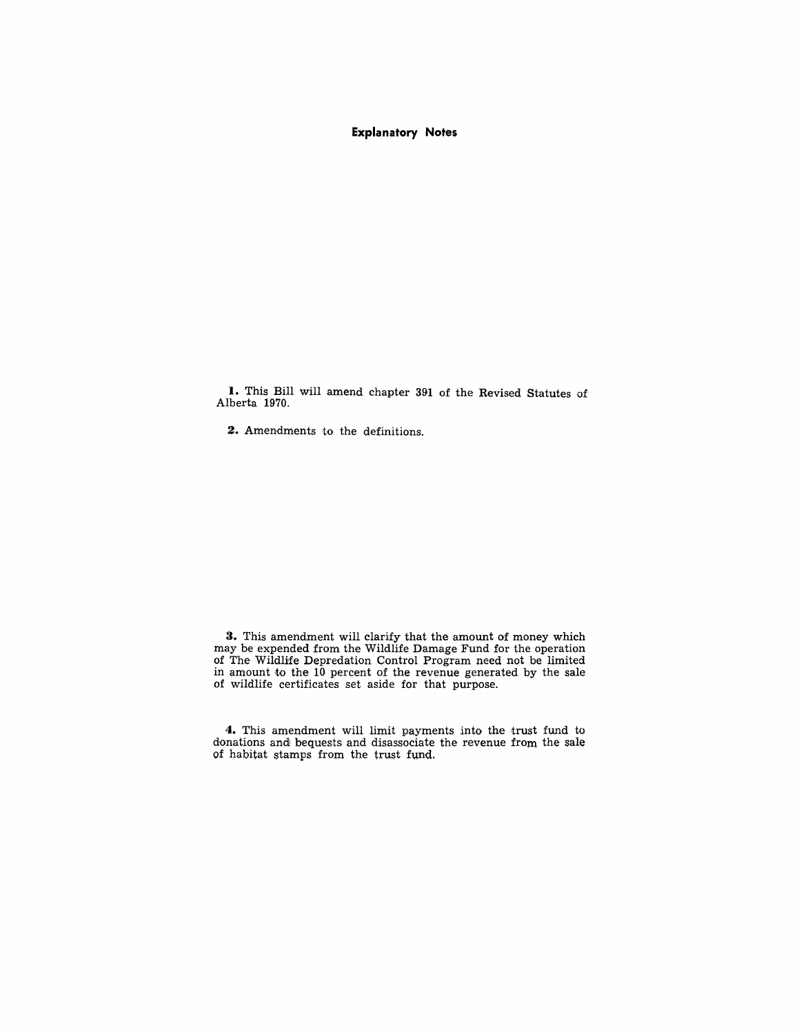**Explanatory Notes**

**1.** This Bill will amend chapter 391 of the Revised Statutes of Alberta 1970.

**2.** Amendments to the definitions.

**3.** This amendment will clarify that the amount of money which may be expended from the Wildlife Damage Fund for the operation of The Wildlife Depredation Control Program need not be limited in amount to the 10 percent of the revenue generated by the sale of wildlife certificates set aside for that purpose.

**4.** This amendment will limit payments into the trust fund to donations and bequests and disassociate the revenue from the sale of habitat stamps from the trust fund.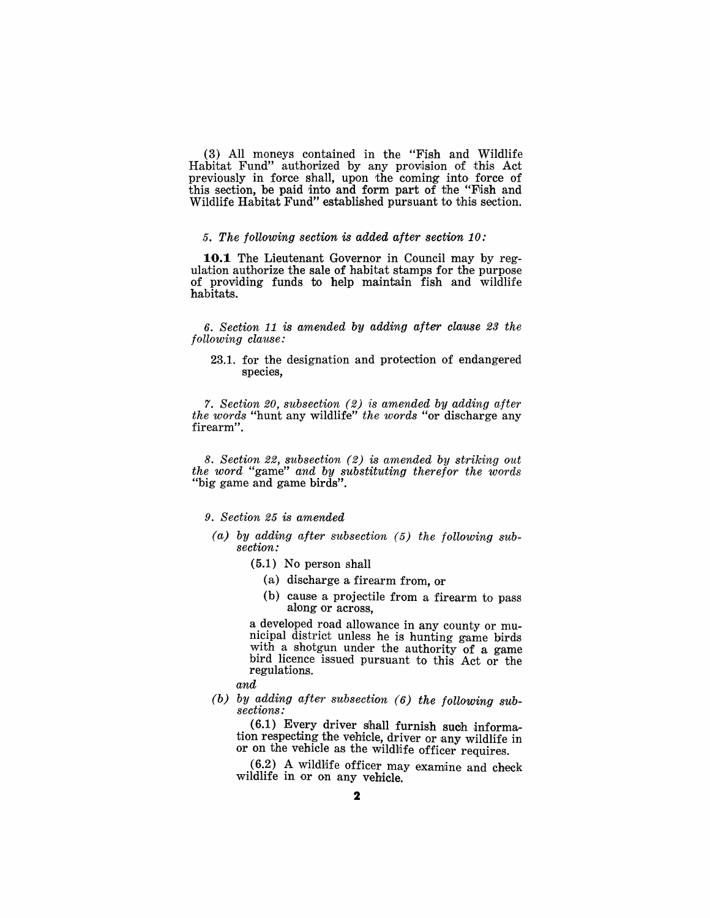(3) All moneys contained in the "Fish and Wildlife Habitat Fund" authorized by any provision of this Act previously in force shall, upon the coming into force of this section, be paid into and form part of the "Fish and Wildlife Habitat Fund" established pursuant to this section.

*5. The following section is added after section 10:*

**10.1** The Lieutenant Governor in Council may by regulation authorize the sale of habitat stamps for the purpose of providing funds to help maintain fish and wildlife habitats.

*6. Section 11 is amended by adding after clause 23 the following clause:*

23.1. for the designation and protection of endangered species,

*7. Section 20, subsection (2) is amended by adding after the words* "hunt any wildlife" *the words* "or discharge any firearm".

*8. Section 22, subsection (2) is amended by striking out the word* "game" *and by substituting therefor the words* "big game and game birds".

*9. Section 25 is amended*

*(a) by adding after subsection (5) the following subsection:*

(5.1) No person shall

(a) discharge a firearm from, or

(b) cause a projectile from a firearm to pass along or across,

a developed road allowance in any county or municipal district unless he is hunting game birds with a shotgun under the authority of a game bird licence issued pursuant to this Act or the regulations.

*and*

*(b) by adding after subsection (6) the following subsections:*

(6.1) Every driver shall furnish such information respecting the vehicle, driver or any wildlife in or on the vehicle as the wildlife officer requires.

(6.2) A wildlife officer may examine and check wildlife in or on any vehicle.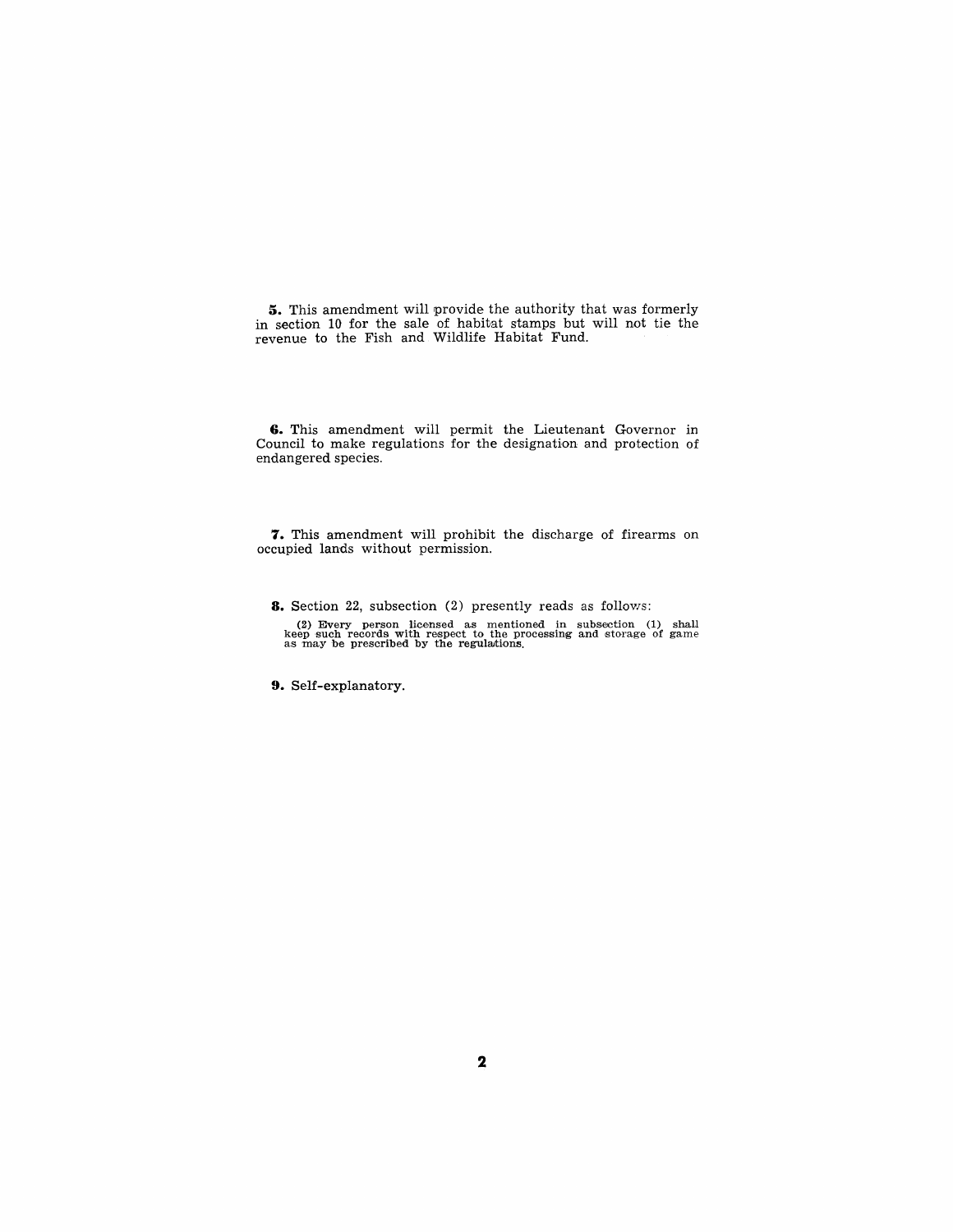**5.** This amendment will provide the authority that was formerly in section 10 for the sale of habitat stamps but will not tie the revenue to the Fish and Wildlife Habitat Fund.

**6.** This amendment will permit the Lieutenant Governor in Council to make regulations for the designation and protection of endangered species.

**7.** This amendment will prohibit the discharge of firearms on occupied lands without permission.

**8.** Section 22, subsection (2) presently reads as follows:

(2) Every person licensed as mentioned in subsection (1) shall keep such records with respect to the processing and storage of game as may be prescribed by the regulations.

**9.** Self-explanatory.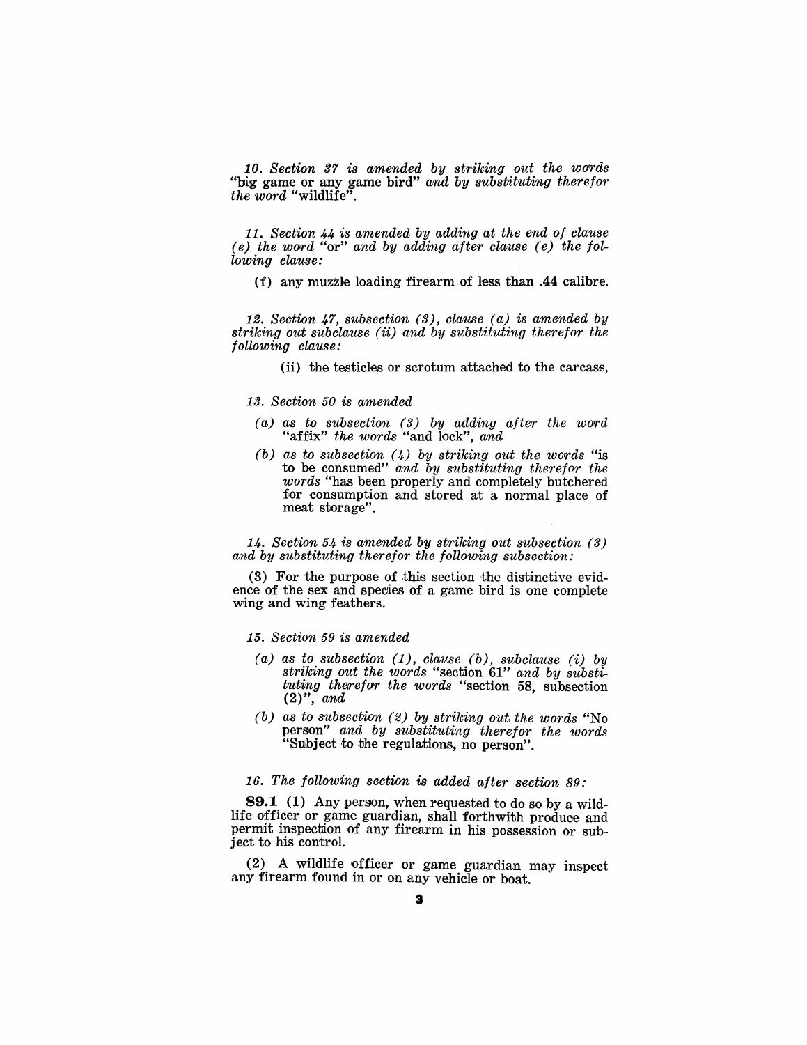*10. Section 37 is amended by striking out the words* "big game or any game bird" *and by substituting therefor the word* "wildlife".

*11. Section 44 is amended by adding at the end of clause (e) the word* "or" *and by adding after clause (e) the following clause:*

(f) any muzzle loading firearm of less than .44 calibre.

*12. Section 47, subsection (3), clause (a) is amended by striking out subclause (ii) and by substituting therefor the following clause:*

(ii) the testicles or scrotum attached to the carcass,

*13. Section 50 is amended*

*(a) as to subsection (3) by adding after the word* "affix" *the words* "and lock", *and*

*(b) as to subsection (4) by striking out the words* "is to be consumed" *and by substituting therefor the words* "has been properly and completely butchered for consumption and stored at a normal place of meat storage".

*14. Section 54 is amended by striking out subsection (3) and by substituting therefor the following subsection:*

(3) For the purpose of this section the distinctive evidence of the sex and species of a game bird is one complete wing and wing feathers.

*15. Section 59 is amended*

*(a) as to subsection (1), clause (b), subclause (i) by striking out the words* "section 61" *and by substituting therefor the words* "section 58, subsection (2)", *and*

*(b) as to subsection (2) by striking out the words* "No person" *and by substituting therefor the words* "Subject to the regulations, no person".

*16. The following section is added after section 89:*

**89.1** (1) Any person, when requested to do so by a wildlife officer or game guardian, shall forthwith produce and permit inspection of any firearm in his possession or subject to his control.

(2) A wildlife officer or game guardian may inspect any firearm found in or on any vehicle or boat.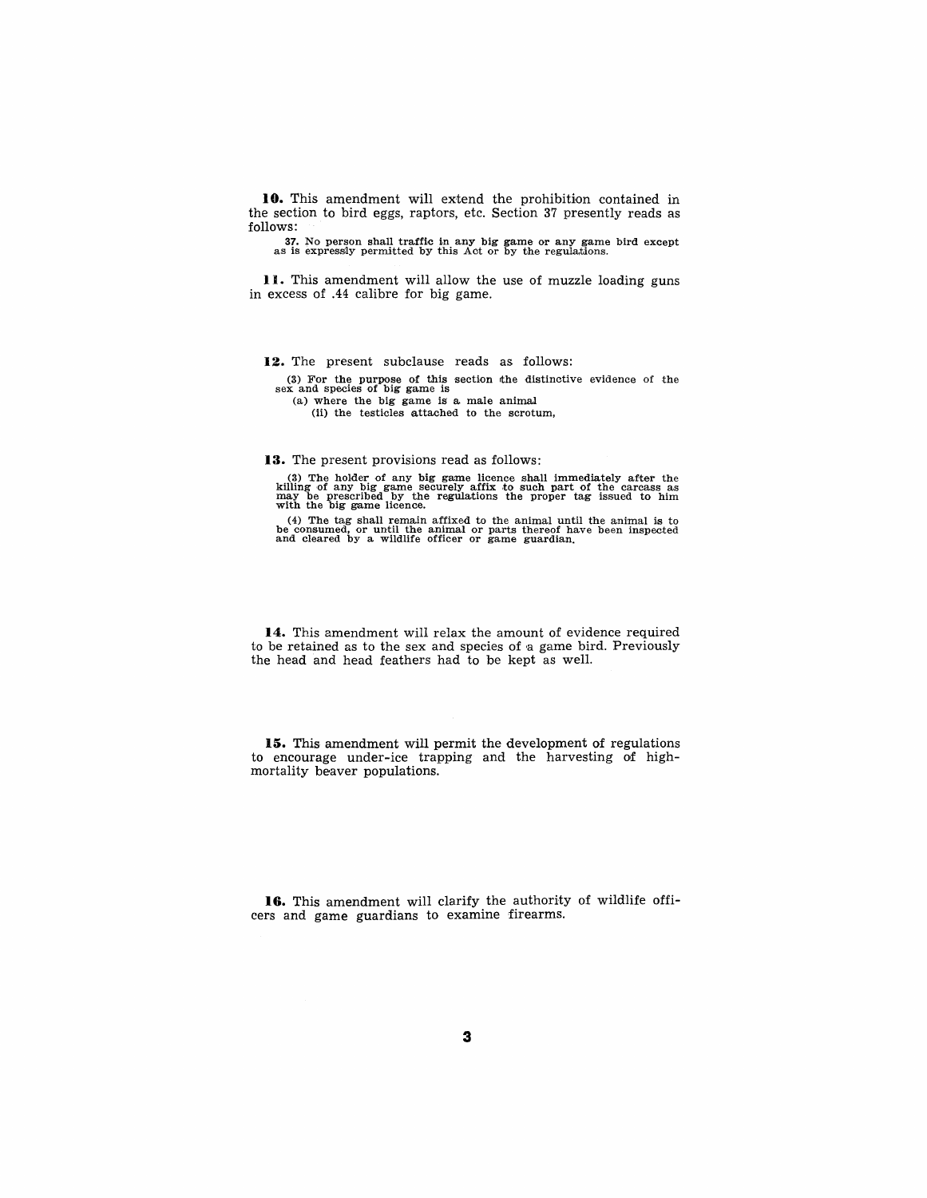**10.** This amendment will extend the prohibition contained in the section to bird eggs, raptors, etc. Section 37 presently reads as follows:

> 37. No person shall traffic in any big game or any game bird except as is expressly permitted by this Act or by the regulations.

**11.** This amendment will allow the use of muzzle loading guns in excess of .44 calibre for big game.

**12.** The present subclause reads as follows:

> (3) For the purpose of this section the distinctive evidence of the sex and species of big game is
>
> (a) where the big game is a male animal
>
> (ii) the testicles attached to the scrotum,

**13.** The present provisions read as follows:

> (3) The holder of any big game licence shall immediately after the killing of any big game securely affix to such part of the carcass as may be prescribed by the regulations the proper tag issued to him with the big game licence.
>
> (4) The tag shall remain affixed to the animal until the animal is to be consumed, or until the animal or parts thereof have been inspected and cleared by a wildlife officer or game guardian.

**14.** This amendment will relax the amount of evidence required to be retained as to the sex and species of a game bird. Previously the head and head feathers had to be kept as well.

**15.** This amendment will permit the development of regulations to encourage under-ice trapping and the harvesting of high-mortality beaver populations.

**16.** This amendment will clarify the authority of wildlife officers and game guardians to examine firearms.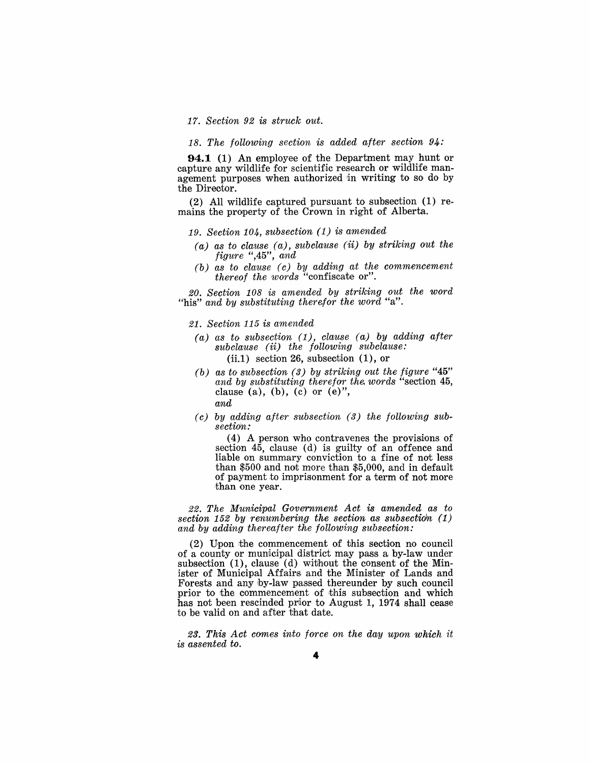*17. Section 92 is struck out.*

*18. The following section is added after section 94:*

**94.1** (1) An employee of the Department may hunt or capture any wildlife for scientific research or wildlife management purposes when authorized in writing to so do by the Director.

(2) All wildlife captured pursuant to subsection (1) remains the property of the Crown in right of Alberta.

*19. Section 104, subsection (1) is amended*

*(a) as to clause (a), subclause (ii) by striking out the figure* ",45", *and*

*(b) as to clause (c) by adding at the commencement thereof the words* "confiscate or".

*20. Section 108 is amended by striking out the word* "his" *and by substituting therefor the word* "a".

*21. Section 115 is amended*

*(a) as to subsection (1), clause (a) by adding after subclause (ii) the following subclause:*

(ii.1) section 26, subsection (1), or

*(b) as to subsection (3) by striking out the figure* "45" *and by substituting therefor the words* "section 45, clause (a), (b), (c) or (e)",

*and*

*(c) by adding after subsection (3) the following subsection:*

(4) A person who contravenes the provisions of section 45, clause (d) is guilty of an offence and liable on summary conviction to a fine of not less than $500 and not more than $5,000, and in default of payment to imprisonment for a term of not more than one year.

*22. The Municipal Government Act is amended as to section 152 by renumbering the section as subsection (1) and by adding thereafter the following subsection:*

(2) Upon the commencement of this section no council of a county or municipal district may pass a by-law under subsection (1), clause (d) without the consent of the Minister of Municipal Affairs and the Minister of Lands and Forests and any by-law passed thereunder by such council prior to the commencement of this subsection and which has not been rescinded prior to August 1, 1974 shall cease to be valid on and after that date.

*23. This Act comes into force on the day upon which it is assented to.*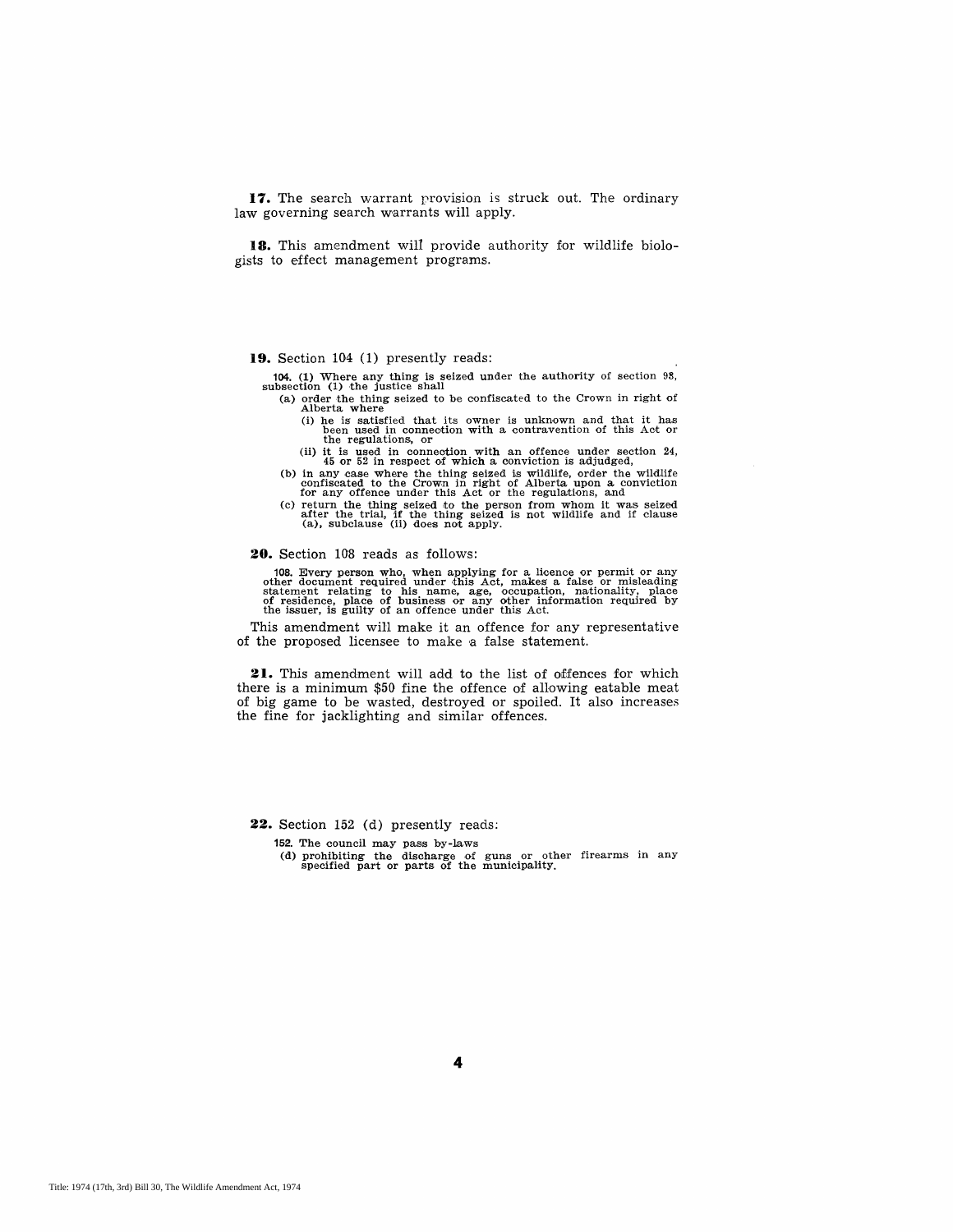**17.** The search warrant provision is struck out. The ordinary law governing search warrants will apply.

**18.** This amendment will provide authority for wildlife biologists to effect management programs.

**19.** Section 104 (1) presently reads:

> 104. (1) Where any thing is seized under the authority of section 98, subsection (1) the justice shall
>
> (a) order the thing seized to be confiscated to the Crown in right of Alberta where
>
> (i) he is satisfied that its owner is unknown and that it has been used in connection with a contravention of this Act or the regulations, or
>
> (ii) it is used in connection with an offence under section 24, 45 or 52 in respect of which a conviction is adjudged,
>
> (b) in any case where the thing seized is wildlife, order the wildlife confiscated to the Crown in right of Alberta upon a conviction for any offence under this Act or the regulations, and
>
> (c) return the thing seized to the person from whom it was seized after the trial, if the thing seized is not wildlife and if clause (a), subclause (ii) does not apply.

**20.** Section 108 reads as follows:

> 108. Every person who, when applying for a licence or permit or any other document required under this Act, makes a false or misleading statement relating to his name, age, occupation, nationality, place of residence, place of business or any other information required by the issuer, is guilty of an offence under this Act.

This amendment will make it an offence for any representative of the proposed licensee to make a false statement.

**21.** This amendment will add to the list of offences for which there is a minimum $50 fine the offence of allowing eatable meat of big game to be wasted, destroyed or spoiled. It also increases the fine for jacklighting and similar offences.

**22.** Section 152 (d) presently reads:

> 152. The council may pass by-laws
>
> (d) prohibiting the discharge of guns or other firearms in any specified part or parts of the municipality.